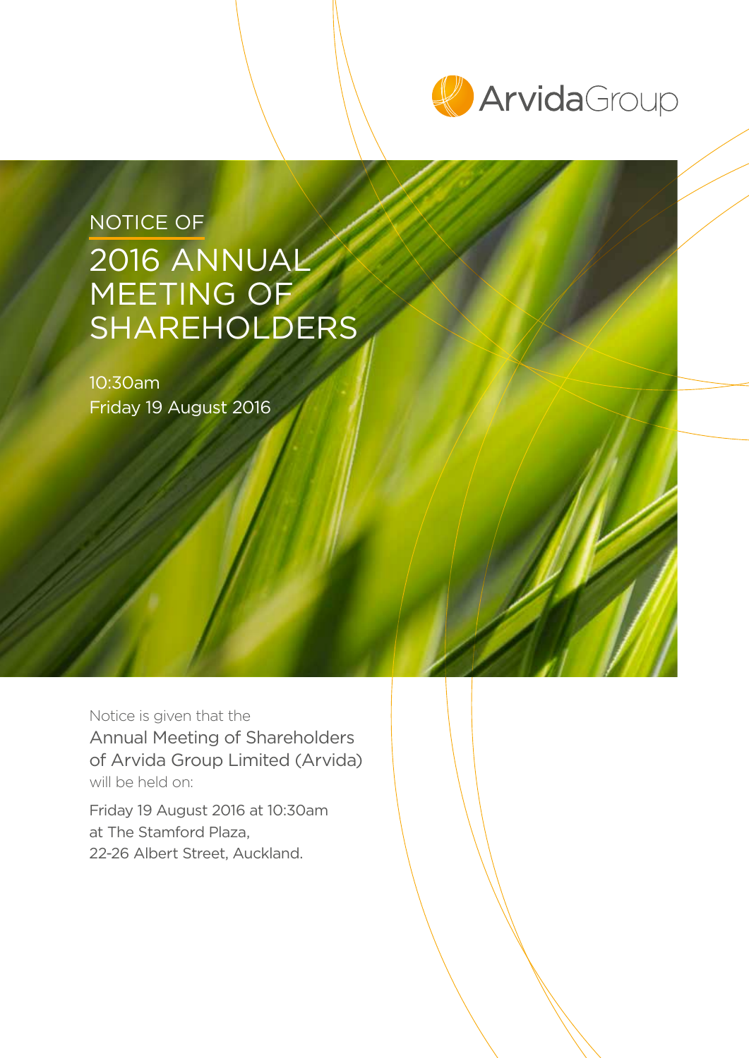ArvidaGroup

NOTICE OF

# 2016 ANNUAL MEETING OF SHAREHOLDERS

10:30am
Friday 19 August 2016

Notice is given that the
**Annual Meeting of Shareholders of Arvida Group Limited (Arvida)**
will be held on:

Friday 19 August 2016 at 10:30am
at The Stamford Plaza,
22-26 Albert Street, Auckland.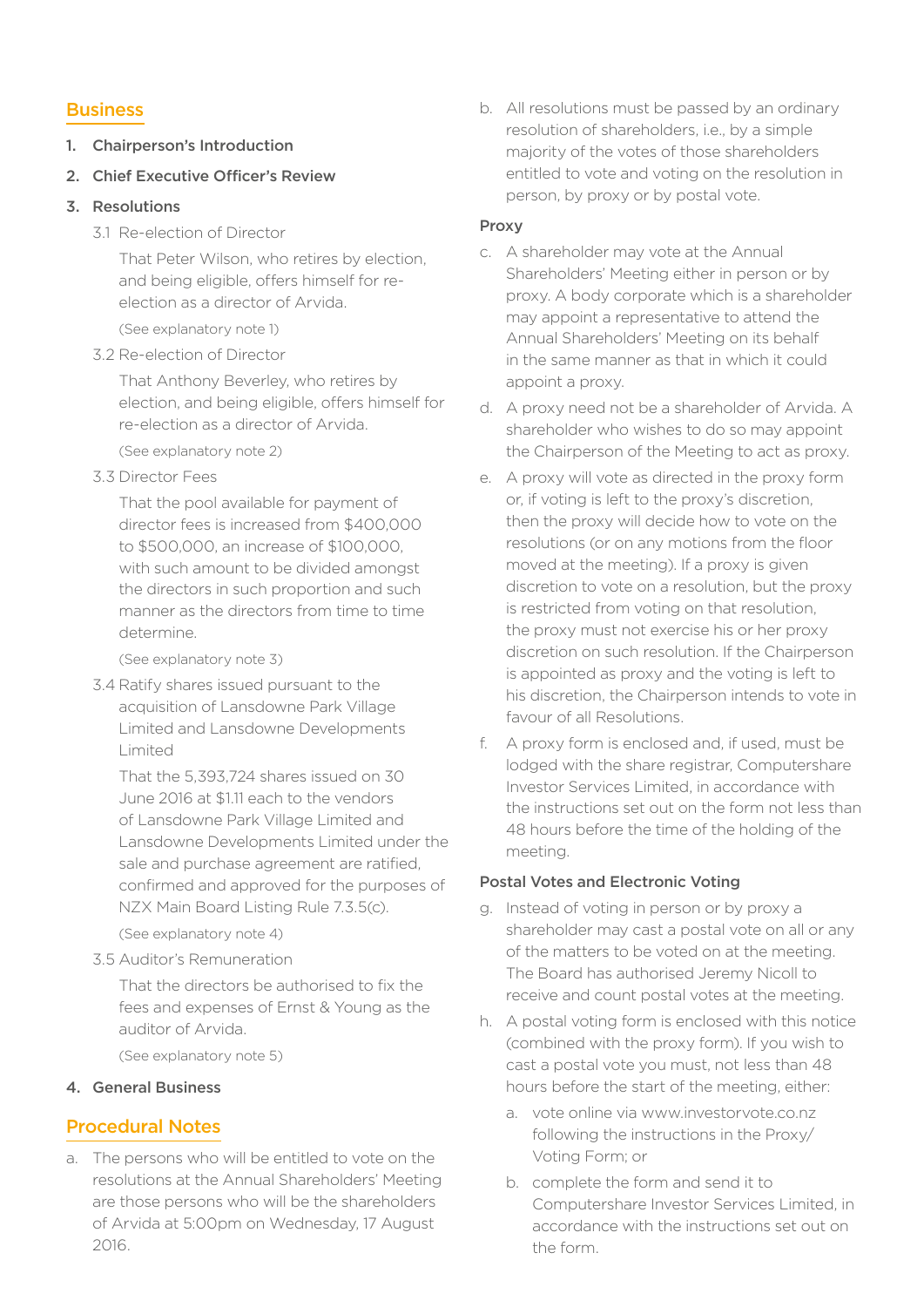## Business

1. **Chairperson's Introduction**
2. **Chief Executive Officer's Review**
3. **Resolutions**

   3.1 Re-election of Director

   That Peter Wilson, who retires by election, and being eligible, offers himself for re-election as a director of Arvida.

   (See explanatory note 1)

   3.2 Re-election of Director

   That Anthony Beverley, who retires by election, and being eligible, offers himself for re-election as a director of Arvida.

   (See explanatory note 2)

   3.3 Director Fees

   That the pool available for payment of director fees is increased from $400,000 to $500,000, an increase of $100,000, with such amount to be divided amongst the directors in such proportion and such manner as the directors from time to time determine.

   (See explanatory note 3)

   3.4 Ratify shares issued pursuant to the acquisition of Lansdowne Park Village Limited and Lansdowne Developments Limited

   That the 5,393,724 shares issued on 30 June 2016 at $1.11 each to the vendors of Lansdowne Park Village Limited and Lansdowne Developments Limited under the sale and purchase agreement are ratified, confirmed and approved for the purposes of NZX Main Board Listing Rule 7.3.5(c).

   (See explanatory note 4)

   3.5 Auditor's Remuneration

   That the directors be authorised to fix the fees and expenses of Ernst & Young as the auditor of Arvida.

   (See explanatory note 5)

4. **General Business**

## Procedural Notes

a. The persons who will be entitled to vote on the resolutions at the Annual Shareholders' Meeting are those persons who will be the shareholders of Arvida at 5:00pm on Wednesday, 17 August 2016.

b. All resolutions must be passed by an ordinary resolution of shareholders, i.e., by a simple majority of the votes of those shareholders entitled to vote and voting on the resolution in person, by proxy or by postal vote.

### Proxy

c. A shareholder may vote at the Annual Shareholders' Meeting either in person or by proxy. A body corporate which is a shareholder may appoint a representative to attend the Annual Shareholders' Meeting on its behalf in the same manner as that in which it could appoint a proxy.

d. A proxy need not be a shareholder of Arvida. A shareholder who wishes to do so may appoint the Chairperson of the Meeting to act as proxy.

e. A proxy will vote as directed in the proxy form or, if voting is left to the proxy's discretion, then the proxy will decide how to vote on the resolutions (or on any motions from the floor moved at the meeting). If a proxy is given discretion to vote on a resolution, but the proxy is restricted from voting on that resolution, the proxy must not exercise his or her proxy discretion on such resolution. If the Chairperson is appointed as proxy and the voting is left to his discretion, the Chairperson intends to vote in favour of all Resolutions.

f. A proxy form is enclosed and, if used, must be lodged with the share registrar, Computershare Investor Services Limited, in accordance with the instructions set out on the form not less than 48 hours before the time of the holding of the meeting.

### Postal Votes and Electronic Voting

g. Instead of voting in person or by proxy a shareholder may cast a postal vote on all or any of the matters to be voted on at the meeting. The Board has authorised Jeremy Nicoll to receive and count postal votes at the meeting.

h. A postal voting form is enclosed with this notice (combined with the proxy form). If you wish to cast a postal vote you must, not less than 48 hours before the start of the meeting, either:

   a. vote online via www.investorvote.co.nz following the instructions in the Proxy/Voting Form; or

   b. complete the form and send it to Computershare Investor Services Limited, in accordance with the instructions set out on the form.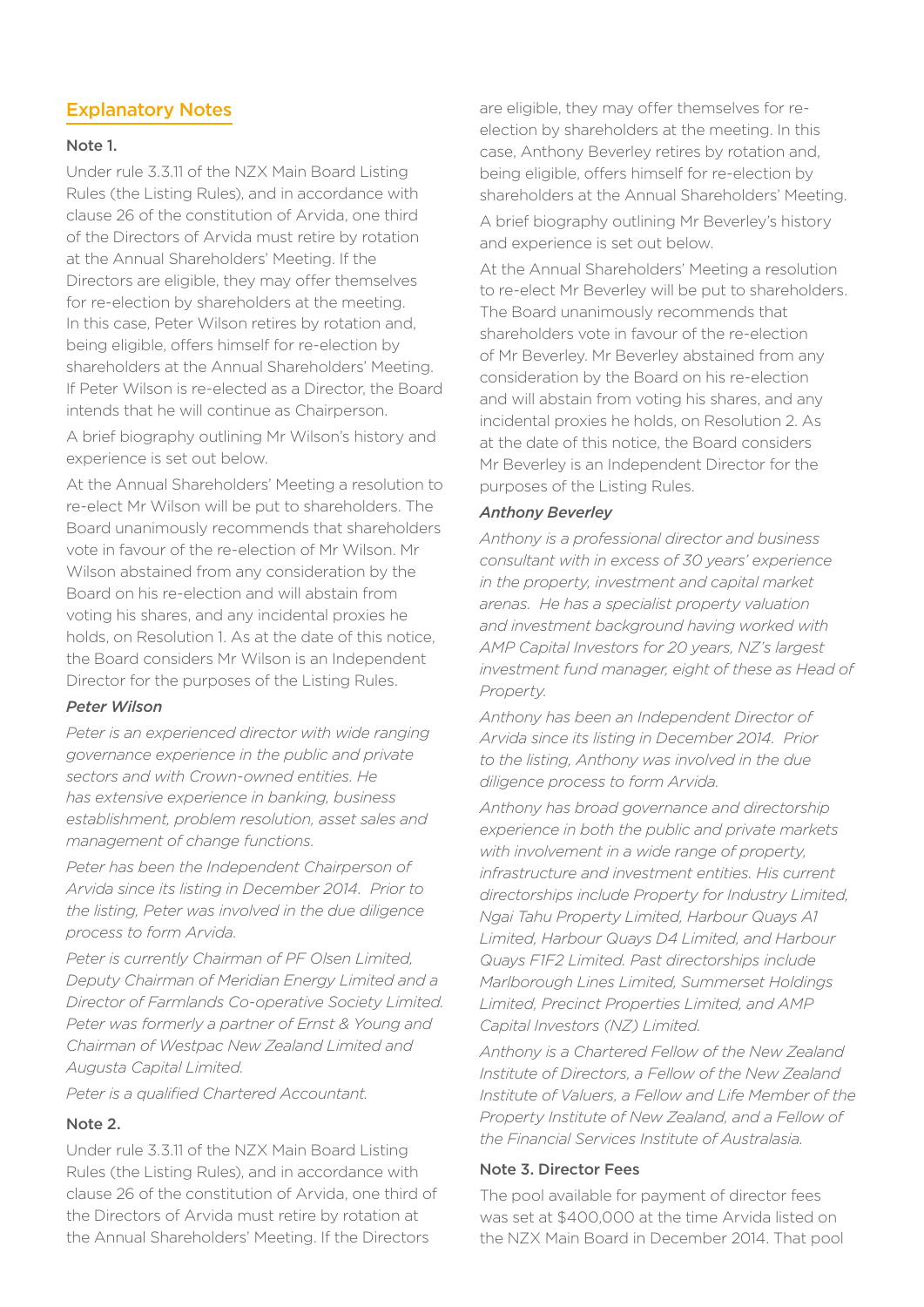## Explanatory Notes

### Note 1.

Under rule 3.3.11 of the NZX Main Board Listing Rules (the Listing Rules), and in accordance with clause 26 of the constitution of Arvida, one third of the Directors of Arvida must retire by rotation at the Annual Shareholders' Meeting. If the Directors are eligible, they may offer themselves for re-election by shareholders at the meeting. In this case, Peter Wilson retires by rotation and, being eligible, offers himself for re-election by shareholders at the Annual Shareholders' Meeting. If Peter Wilson is re-elected as a Director, the Board intends that he will continue as Chairperson.

A brief biography outlining Mr Wilson's history and experience is set out below.

At the Annual Shareholders' Meeting a resolution to re-elect Mr Wilson will be put to shareholders. The Board unanimously recommends that shareholders vote in favour of the re-election of Mr Wilson. Mr Wilson abstained from any consideration by the Board on his re-election and will abstain from voting his shares, and any incidental proxies he holds, on Resolution 1. As at the date of this notice, the Board considers Mr Wilson is an Independent Director for the purposes of the Listing Rules.

***Peter Wilson***

*Peter is an experienced director with wide ranging governance experience in the public and private sectors and with Crown-owned entities. He has extensive experience in banking, business establishment, problem resolution, asset sales and management of change functions.*

*Peter has been the Independent Chairperson of Arvida since its listing in December 2014. Prior to the listing, Peter was involved in the due diligence process to form Arvida.*

*Peter is currently Chairman of PF Olsen Limited, Deputy Chairman of Meridian Energy Limited and a Director of Farmlands Co-operative Society Limited. Peter was formerly a partner of Ernst & Young and Chairman of Westpac New Zealand Limited and Augusta Capital Limited.*

*Peter is a qualified Chartered Accountant.*

### Note 2.

Under rule 3.3.11 of the NZX Main Board Listing Rules (the Listing Rules), and in accordance with clause 26 of the constitution of Arvida, one third of the Directors of Arvida must retire by rotation at the Annual Shareholders' Meeting. If the Directors are eligible, they may offer themselves for re-election by shareholders at the meeting. In this case, Anthony Beverley retires by rotation and, being eligible, offers himself for re-election by shareholders at the Annual Shareholders' Meeting.

A brief biography outlining Mr Beverley's history and experience is set out below.

At the Annual Shareholders' Meeting a resolution to re-elect Mr Beverley will be put to shareholders. The Board unanimously recommends that shareholders vote in favour of the re-election of Mr Beverley. Mr Beverley abstained from any consideration by the Board on his re-election and will abstain from voting his shares, and any incidental proxies he holds, on Resolution 2. As at the date of this notice, the Board considers Mr Beverley is an Independent Director for the purposes of the Listing Rules.

***Anthony Beverley***

*Anthony is a professional director and business consultant with in excess of 30 years' experience in the property, investment and capital market arenas. He has a specialist property valuation and investment background having worked with AMP Capital Investors for 20 years, NZ's largest investment fund manager, eight of these as Head of Property.*

*Anthony has been an Independent Director of Arvida since its listing in December 2014. Prior to the listing, Anthony was involved in the due diligence process to form Arvida.*

*Anthony has broad governance and directorship experience in both the public and private markets with involvement in a wide range of property, infrastructure and investment entities. His current directorships include Property for Industry Limited, Ngai Tahu Property Limited, Harbour Quays A1 Limited, Harbour Quays D4 Limited, and Harbour Quays F1F2 Limited. Past directorships include Marlborough Lines Limited, Summerset Holdings Limited, Precinct Properties Limited, and AMP Capital Investors (NZ) Limited.*

*Anthony is a Chartered Fellow of the New Zealand Institute of Directors, a Fellow of the New Zealand Institute of Valuers, a Fellow and Life Member of the Property Institute of New Zealand, and a Fellow of the Financial Services Institute of Australasia.*

### Note 3. Director Fees

The pool available for payment of director fees was set at $400,000 at the time Arvida listed on the NZX Main Board in December 2014. That pool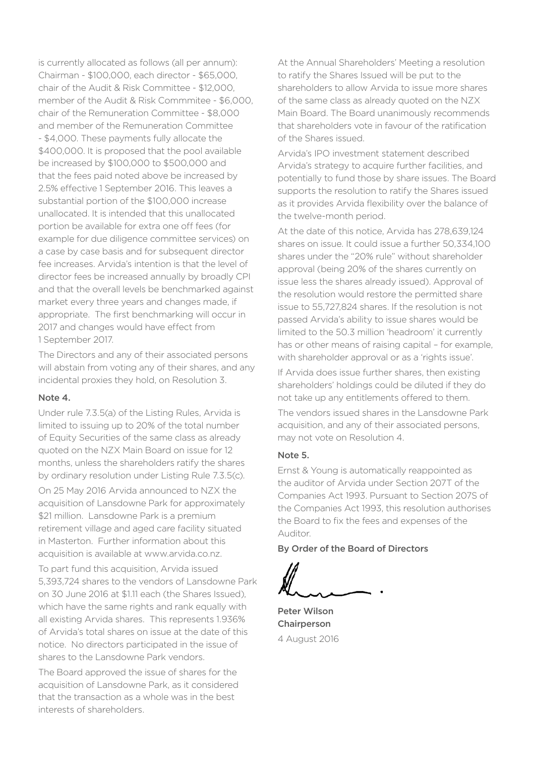is currently allocated as follows (all per annum): Chairman - $100,000, each director - $65,000, chair of the Audit & Risk Committee - $12,000, member of the Audit & Risk Commmitee - $6,000, chair of the Remuneration Committee - $8,000 and member of the Remuneration Committee - $4,000. These payments fully allocate the $400,000. It is proposed that the pool available be increased by $100,000 to $500,000 and that the fees paid noted above be increased by 2.5% effective 1 September 2016. This leaves a substantial portion of the $100,000 increase unallocated. It is intended that this unallocated portion be available for extra one off fees (for example for due diligence committee services) on a case by case basis and for subsequent director fee increases. Arvida's intention is that the level of director fees be increased annually by broadly CPI and that the overall levels be benchmarked against market every three years and changes made, if appropriate. The first benchmarking will occur in 2017 and changes would have effect from 1 September 2017.

The Directors and any of their associated persons will abstain from voting any of their shares, and any incidental proxies they hold, on Resolution 3.

### Note 4.

Under rule 7.3.5(a) of the Listing Rules, Arvida is limited to issuing up to 20% of the total number of Equity Securities of the same class as already quoted on the NZX Main Board on issue for 12 months, unless the shareholders ratify the shares by ordinary resolution under Listing Rule 7.3.5(c).

On 25 May 2016 Arvida announced to NZX the acquisition of Lansdowne Park for approximately $21 million. Lansdowne Park is a premium retirement village and aged care facility situated in Masterton. Further information about this acquisition is available at www.arvida.co.nz.

To part fund this acquisition, Arvida issued 5,393,724 shares to the vendors of Lansdowne Park on 30 June 2016 at $1.11 each (the Shares Issued), which have the same rights and rank equally with all existing Arvida shares. This represents 1.936% of Arvida's total shares on issue at the date of this notice. No directors participated in the issue of shares to the Lansdowne Park vendors.

The Board approved the issue of shares for the acquisition of Lansdowne Park, as it considered that the transaction as a whole was in the best interests of shareholders.

At the Annual Shareholders' Meeting a resolution to ratify the Shares Issued will be put to the shareholders to allow Arvida to issue more shares of the same class as already quoted on the NZX Main Board. The Board unanimously recommends that shareholders vote in favour of the ratification of the Shares issued.

Arvida's IPO investment statement described Arvida's strategy to acquire further facilities, and potentially to fund those by share issues. The Board supports the resolution to ratify the Shares issued as it provides Arvida flexibility over the balance of the twelve-month period.

At the date of this notice, Arvida has 278,639,124 shares on issue. It could issue a further 50,334,100 shares under the "20% rule" without shareholder approval (being 20% of the shares currently on issue less the shares already issued). Approval of the resolution would restore the permitted share issue to 55,727,824 shares. If the resolution is not passed Arvida's ability to issue shares would be limited to the 50.3 million 'headroom' it currently has or other means of raising capital – for example, with shareholder approval or as a 'rights issue'.

If Arvida does issue further shares, then existing shareholders' holdings could be diluted if they do not take up any entitlements offered to them.

The vendors issued shares in the Lansdowne Park acquisition, and any of their associated persons, may not vote on Resolution 4.

### Note 5.

Ernst & Young is automatically reappointed as the auditor of Arvida under Section 207T of the Companies Act 1993. Pursuant to Section 207S of the Companies Act 1993, this resolution authorises the Board to fix the fees and expenses of the Auditor.

**By Order of the Board of Directors**

**Peter Wilson**
**Chairperson**
4 August 2016